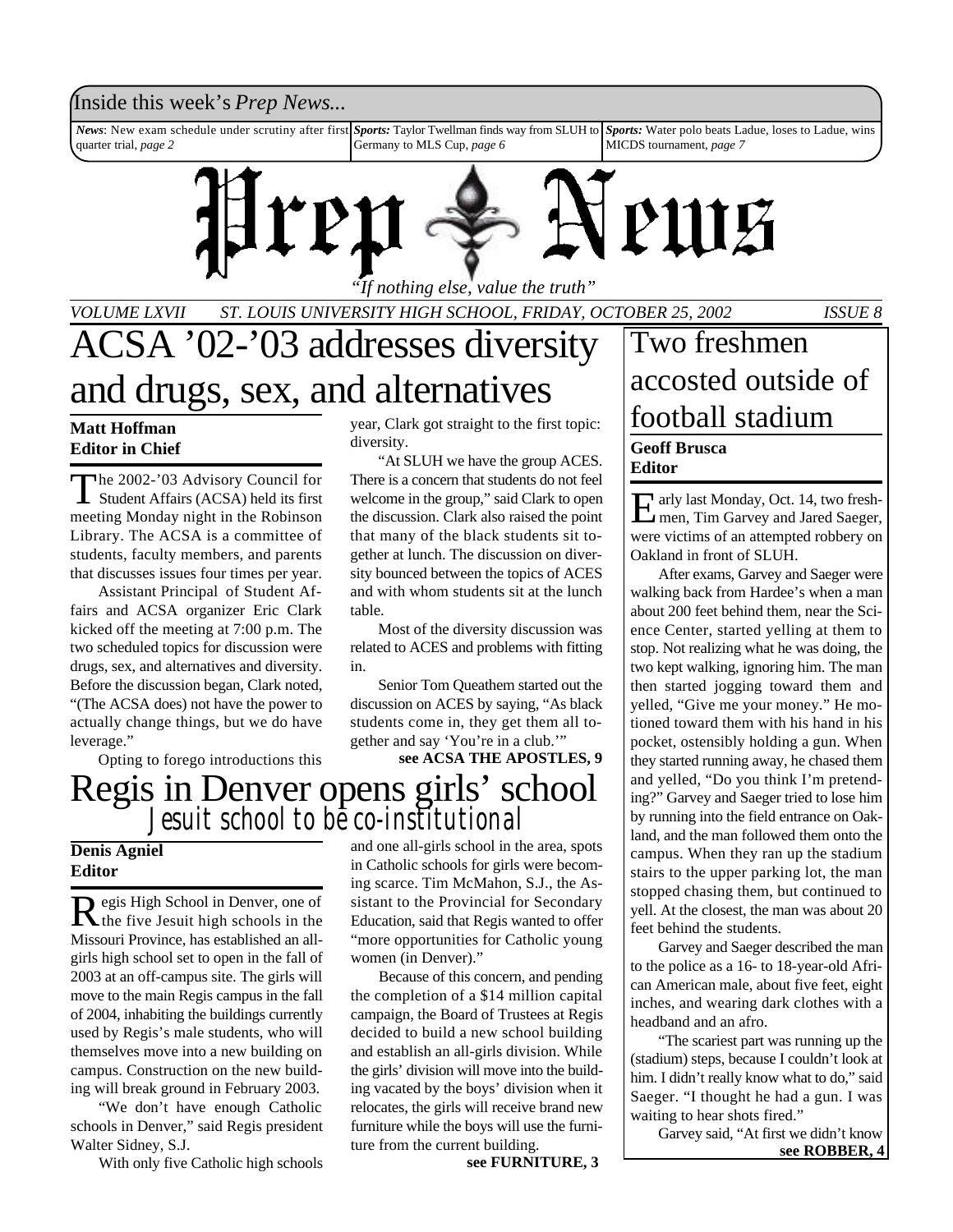Inside this week's *Prep News...*

*News*: New exam schedule under scrutiny after first quarter trial, *page 2*

*Sports:* Taylor Twellman finds way from SLUH to Germany to MLS Cup, *page 6*

*Sports:* Water polo beats Ladue, loses to Ladue, wins MICDS tournament, *page 7*

# Prep News

*"If nothing else, value the truth"*

*VOLUME LXVII ST. LOUIS UNIVERSITY HIGH SCHOOL, FRIDAY, OCTOBER 25, 2002 ISSUE 8*

# ACSA '02-'03 addresses diversity and drugs, sex, and alternatives

**Matt Hoffman**
**Editor in Chief**

The 2002-'03 Advisory Council for Student Affairs (ACSA) held its first meeting Monday night in the Robinson Library. The ACSA is a committee of students, faculty members, and parents that discusses issues four times per year.

Assistant Principal of Student Affairs and ACSA organizer Eric Clark kicked off the meeting at 7:00 p.m. The two scheduled topics for discussion were drugs, sex, and alternatives and diversity. Before the discussion began, Clark noted, "(The ACSA does) not have the power to actually change things, but we do have leverage."

Opting to forego introductions this year, Clark got straight to the first topic: diversity.

"At SLUH we have the group ACES. There is a concern that students do not feel welcome in the group," said Clark to open the discussion. Clark also raised the point that many of the black students sit together at lunch. The discussion on diversity bounced between the topics of ACES and with whom students sit at the lunch table.

Most of the diversity discussion was related to ACES and problems with fitting in.

Senior Tom Queathem started out the discussion on ACES by saying, "As black students come in, they get them all together and say 'You're in a club.'"

**see ACSA THE APOSTLES, 9**

# Regis in Denver opens girls' school

## Jesuit school to be co-institutional

**Denis Agniel**
**Editor**

Regis High School in Denver, one of the five Jesuit high schools in the Missouri Province, has established an all-girls high school set to open in the fall of 2003 at an off-campus site. The girls will move to the main Regis campus in the fall of 2004, inhabiting the buildings currently used by Regis's male students, who will themselves move into a new building on campus. Construction on the new building will break ground in February 2003.

"We don't have enough Catholic schools in Denver," said Regis president Walter Sidney, S.J.

With only five Catholic high schools and one all-girls school in the area, spots in Catholic schools for girls were becoming scarce. Tim McMahon, S.J., the Assistant to the Provincial for Secondary Education, said that Regis wanted to offer "more opportunities for Catholic young women (in Denver)."

Because of this concern, and pending the completion of a $14 million capital campaign, the Board of Trustees at Regis decided to build a new school building and establish an all-girls division. While the girls' division will move into the building vacated by the boys' division when it relocates, the girls will receive brand new furniture while the boys will use the furniture from the current building.

**see FURNITURE, 3**

# Two freshmen accosted outside of football stadium

**Geoff Brusca**
**Editor**

Early last Monday, Oct. 14, two freshmen, Tim Garvey and Jared Saeger, were victims of an attempted robbery on Oakland in front of SLUH.

After exams, Garvey and Saeger were walking back from Hardee's when a man about 200 feet behind them, near the Science Center, started yelling at them to stop. Not realizing what he was doing, the two kept walking, ignoring him. The man then started jogging toward them and yelled, "Give me your money." He motioned toward them with his hand in his pocket, ostensibly holding a gun. When they started running away, he chased them and yelled, "Do you think I'm pretending?" Garvey and Saeger tried to lose him by running into the field entrance on Oakland, and the man followed them onto the campus. When they ran up the stadium stairs to the upper parking lot, the man stopped chasing them, but continued to yell. At the closest, the man was about 20 feet behind the students.

Garvey and Saeger described the man to the police as a 16- to 18-year-old African American male, about five feet, eight inches, and wearing dark clothes with a headband and an afro.

"The scariest part was running up the (stadium) steps, because I couldn't look at him. I didn't really know what to do," said Saeger. "I thought he had a gun. I was waiting to hear shots fired."

Garvey said, "At first we didn't know

**see ROBBER, 4**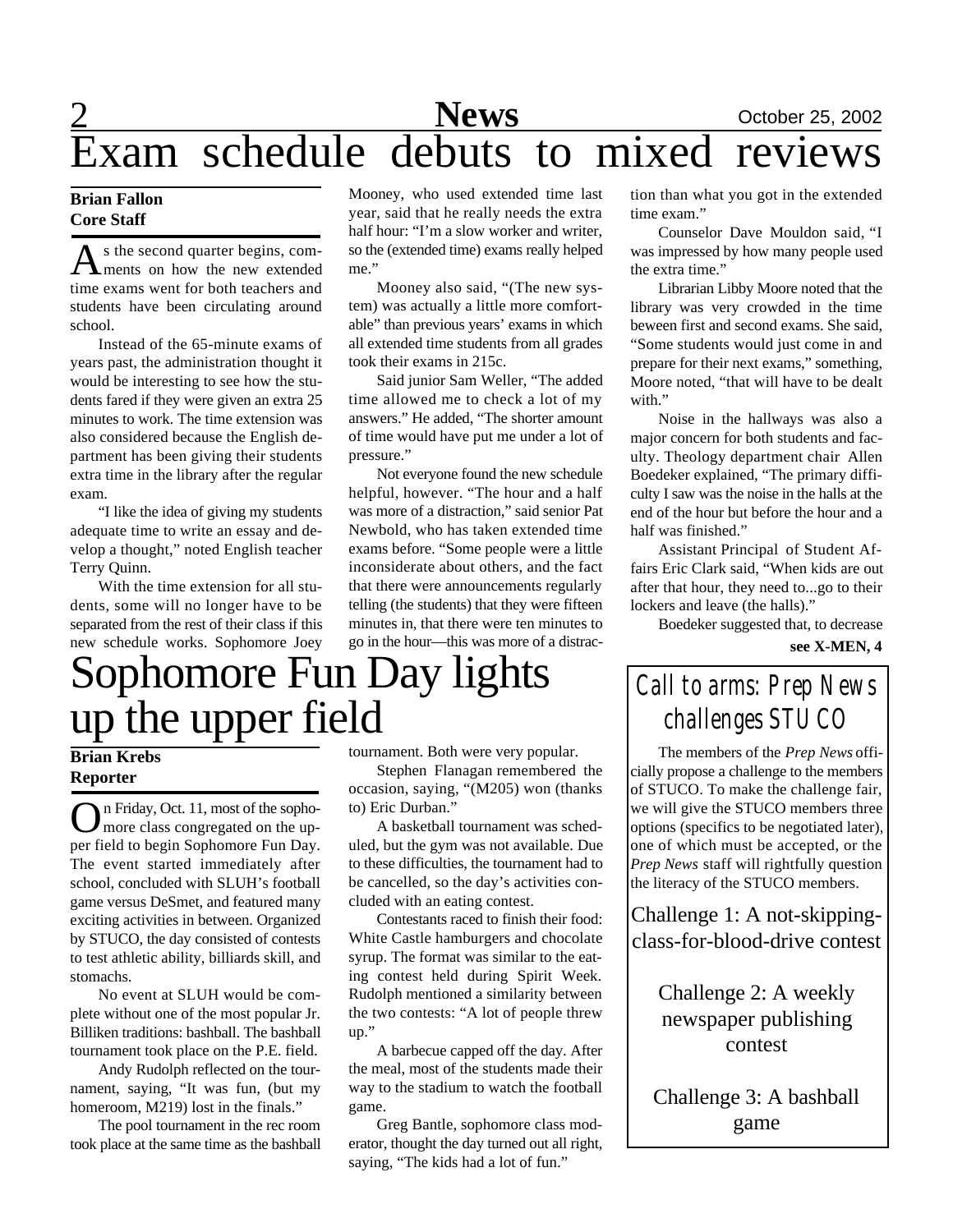# Exam schedule debuts to mixed reviews

**Brian Fallon**
**Core Staff**

As the second quarter begins, comments on how the new extended time exams went for both teachers and students have been circulating around school.

Instead of the 65-minute exams of years past, the administration thought it would be interesting to see how the students fared if they were given an extra 25 minutes to work. The time extension was also considered because the English department has been giving their students extra time in the library after the regular exam.

"I like the idea of giving my students adequate time to write an essay and develop a thought," noted English teacher Terry Quinn.

With the time extension for all students, some will no longer have to be separated from the rest of their class if this new schedule works. Sophomore Joey Mooney, who used extended time last year, said that he really needs the extra half hour: "I'm a slow worker and writer, so the (extended time) exams really helped me."

Mooney also said, "(The new system) was actually a little more comfortable" than previous years' exams in which all extended time students from all grades took their exams in 215c.

Said junior Sam Weller, "The added time allowed me to check a lot of my answers." He added, "The shorter amount of time would have put me under a lot of pressure."

Not everyone found the new schedule helpful, however. "The hour and a half was more of a distraction," said senior Pat Newbold, who has taken extended time exams before. "Some people were a little inconsiderate about others, and the fact that there were announcements regularly telling (the students) that they were fifteen minutes in, that there were ten minutes to go in the hour—this was more of a distraction than what you got in the extended time exam."

Counselor Dave Mouldon said, "I was impressed by how many people used the extra time."

Librarian Libby Moore noted that the library was very crowded in the time beween first and second exams. She said, "Some students would just come in and prepare for their next exams," something, Moore noted, "that will have to be dealt with."

Noise in the hallways was also a major concern for both students and faculty. Theology department chair Allen Boedeker explained, "The primary difficulty I saw was the noise in the halls at the end of the hour but before the hour and a half was finished."

Assistant Principal of Student Affairs Eric Clark said, "When kids are out after that hour, they need to...go to their lockers and leave (the halls)."

Boedeker suggested that, to decrease

**see X-MEN, 4**

# Sophomore Fun Day lights up the upper field

**Brian Krebs**
**Reporter**

On Friday, Oct. 11, most of the sophomore class congregated on the upper field to begin Sophomore Fun Day. The event started immediately after school, concluded with SLUH's football game versus DeSmet, and featured many exciting activities in between. Organized by STUCO, the day consisted of contests to test athletic ability, billiards skill, and stomachs.

No event at SLUH would be complete without one of the most popular Jr. Billiken traditions: bashball. The bashball tournament took place on the P.E. field.

Andy Rudolph reflected on the tournament, saying, "It was fun, (but my homeroom, M219) lost in the finals."

The pool tournament in the rec room took place at the same time as the bashball tournament. Both were very popular.

Stephen Flanagan remembered the occasion, saying, "(M205) won (thanks to) Eric Durban."

A basketball tournament was scheduled, but the gym was not available. Due to these difficulties, the tournament had to be cancelled, so the day's activities concluded with an eating contest.

Contestants raced to finish their food: White Castle hamburgers and chocolate syrup. The format was similar to the eating contest held during Spirit Week. Rudolph mentioned a similarity between the two contests: "A lot of people threw up."

A barbecue capped off the day. After the meal, most of the students made their way to the stadium to watch the football game.

Greg Bantle, sophomore class moderator, thought the day turned out all right, saying, "The kids had a lot of fun."

## Call to arms: *Prep News* challenges STUCO

The members of the *Prep News* officially propose a challenge to the members of STUCO. To make the challenge fair, we will give the STUCO members three options (specifics to be negotiated later), one of which must be accepted, or the *Prep News* staff will rightfully question the literacy of the STUCO members.

Challenge 1: A not-skipping-class-for-blood-drive contest

Challenge 2: A weekly newspaper publishing contest

Challenge 3: A bashball game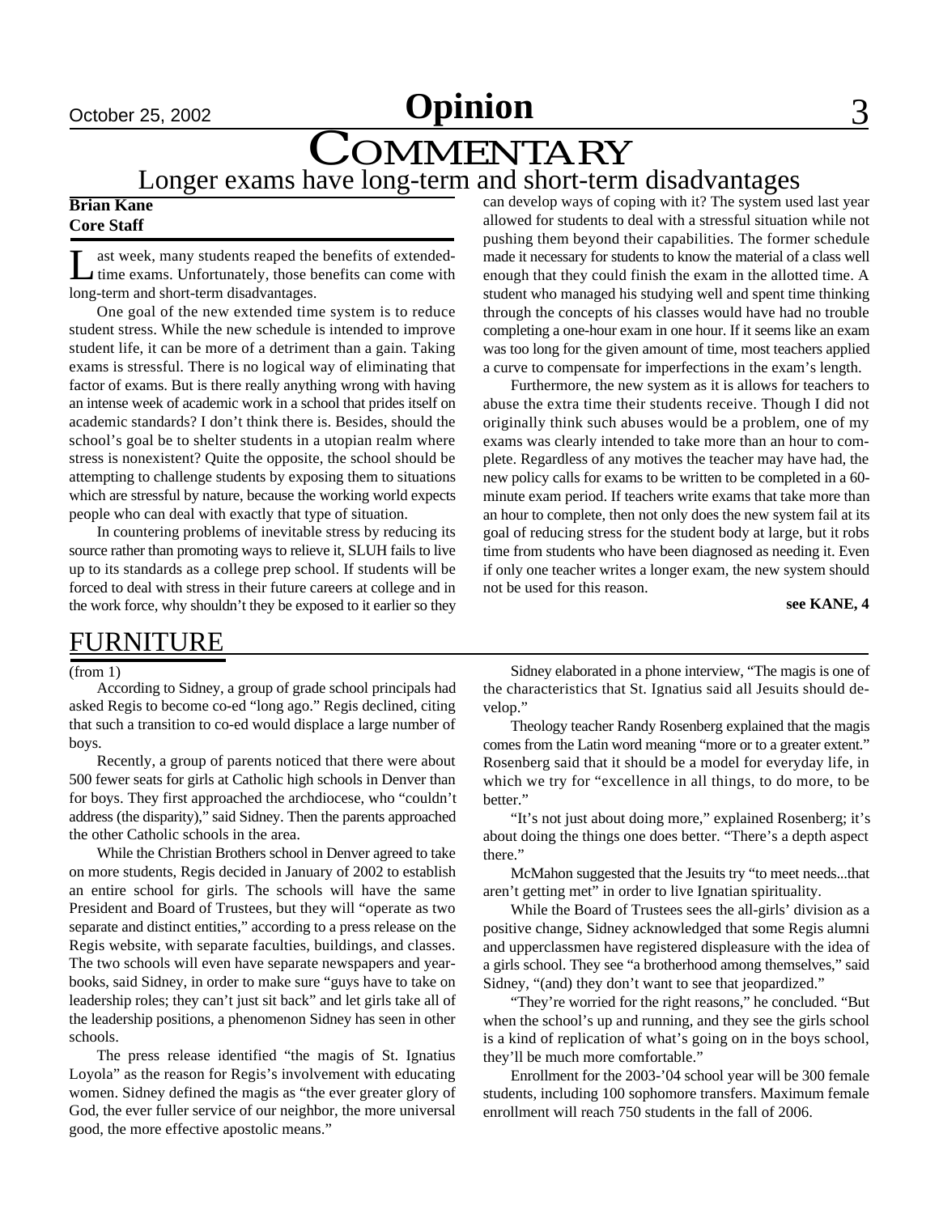# Opinion

## COMMENTARY

### Longer exams have long-term and short-term disadvantages

**Brian Kane**
**Core Staff**

Last week, many students reaped the benefits of extended-time exams. Unfortunately, those benefits can come with long-term and short-term disadvantages.

One goal of the new extended time system is to reduce student stress. While the new schedule is intended to improve student life, it can be more of a detriment than a gain. Taking exams is stressful. There is no logical way of eliminating that factor of exams. But is there really anything wrong with having an intense week of academic work in a school that prides itself on academic standards? I don't think there is. Besides, should the school's goal be to shelter students in a utopian realm where stress is nonexistent? Quite the opposite, the school should be attempting to challenge students by exposing them to situations which are stressful by nature, because the working world expects people who can deal with exactly that type of situation.

In countering problems of inevitable stress by reducing its source rather than promoting ways to relieve it, SLUH fails to live up to its standards as a college prep school. If students will be forced to deal with stress in their future careers at college and in the work force, why shouldn't they be exposed to it earlier so they can develop ways of coping with it? The system used last year allowed for students to deal with a stressful situation while not pushing them beyond their capabilities. The former schedule made it necessary for students to know the material of a class well enough that they could finish the exam in the allotted time. A student who managed his studying well and spent time thinking through the concepts of his classes would have had no trouble completing a one-hour exam in one hour. If it seems like an exam was too long for the given amount of time, most teachers applied a curve to compensate for imperfections in the exam's length.

Furthermore, the new system as it is allows for teachers to abuse the extra time their students receive. Though I did not originally think such abuses would be a problem, one of my exams was clearly intended to take more than an hour to complete. Regardless of any motives the teacher may have had, the new policy calls for exams to be written to be completed in a 60-minute exam period. If teachers write exams that take more than an hour to complete, then not only does the new system fail at its goal of reducing stress for the student body at large, but it robs time from students who have been diagnosed as needing it. Even if only one teacher writes a longer exam, the new system should not be used for this reason.

**see KANE, 4**

## FURNITURE

(from 1)

According to Sidney, a group of grade school principals had asked Regis to become co-ed "long ago." Regis declined, citing that such a transition to co-ed would displace a large number of boys.

Recently, a group of parents noticed that there were about 500 fewer seats for girls at Catholic high schools in Denver than for boys. They first approached the archdiocese, who "couldn't address (the disparity)," said Sidney. Then the parents approached the other Catholic schools in the area.

While the Christian Brothers school in Denver agreed to take on more students, Regis decided in January of 2002 to establish an entire school for girls. The schools will have the same President and Board of Trustees, but they will "operate as two separate and distinct entities," according to a press release on the Regis website, with separate faculties, buildings, and classes. The two schools will even have separate newspapers and yearbooks, said Sidney, in order to make sure "guys have to take on leadership roles; they can't just sit back" and let girls take all of the leadership positions, a phenomenon Sidney has seen in other schools.

The press release identified "the magis of St. Ignatius Loyola" as the reason for Regis's involvement with educating women. Sidney defined the magis as "the ever greater glory of God, the ever fuller service of our neighbor, the more universal good, the more effective apostolic means."

Sidney elaborated in a phone interview, "The magis is one of the characteristics that St. Ignatius said all Jesuits should develop."

Theology teacher Randy Rosenberg explained that the magis comes from the Latin word meaning "more or to a greater extent." Rosenberg said that it should be a model for everyday life, in which we try for "excellence in all things, to do more, to be better."

"It's not just about doing more," explained Rosenberg; it's about doing the things one does better. "There's a depth aspect there."

McMahon suggested that the Jesuits try "to meet needs...that aren't getting met" in order to live Ignatian spirituality.

While the Board of Trustees sees the all-girls' division as a positive change, Sidney acknowledged that some Regis alumni and upperclassmen have registered displeasure with the idea of a girls school. They see "a brotherhood among themselves," said Sidney, "(and) they don't want to see that jeopardized."

"They're worried for the right reasons," he concluded. "But when the school's up and running, and they see the girls school is a kind of replication of what's going on in the boys school, they'll be much more comfortable."

Enrollment for the 2003-'04 school year will be 300 female students, including 100 sophomore transfers. Maximum female enrollment will reach 750 students in the fall of 2006.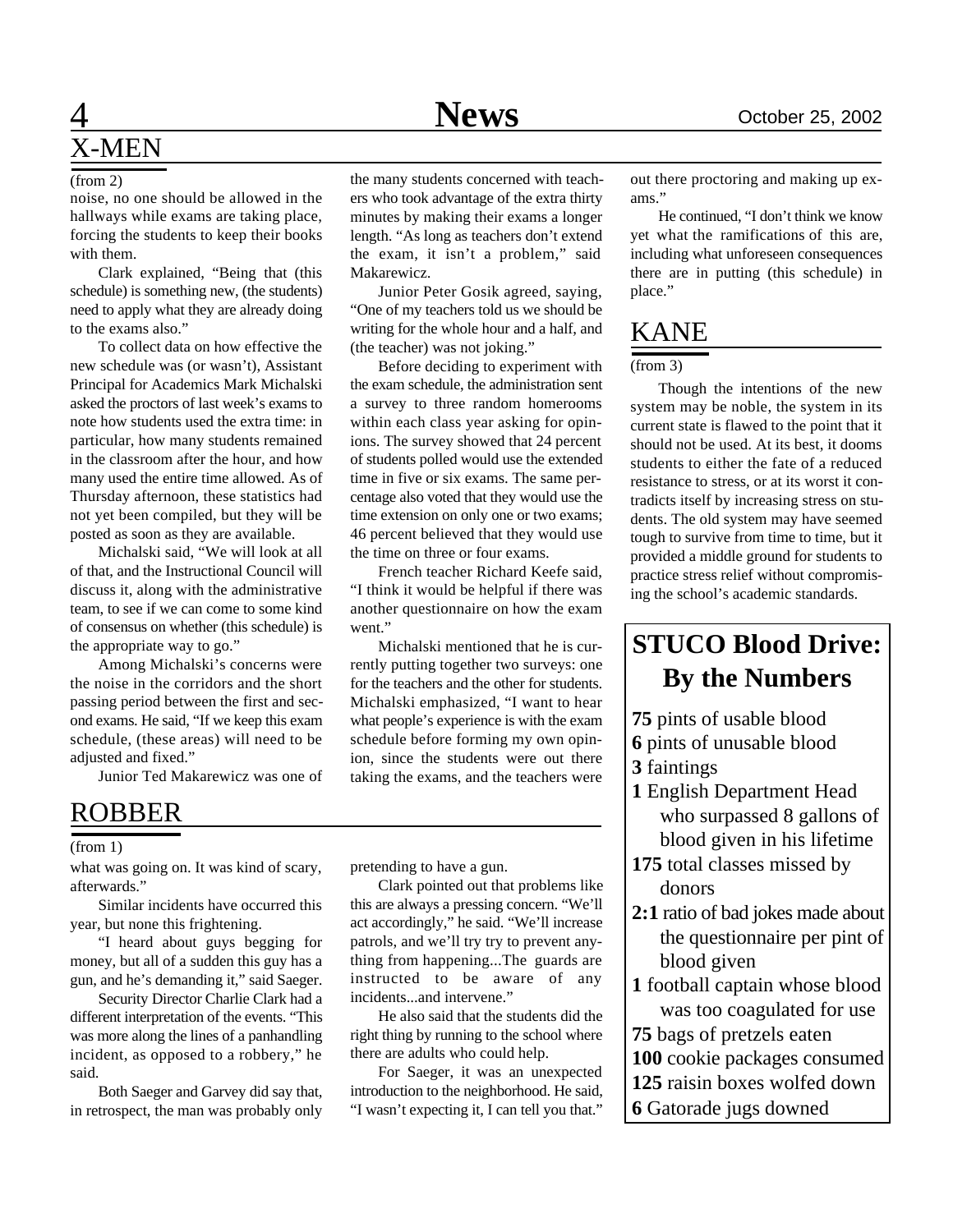## X-MEN

(from 2)

noise, no one should be allowed in the hallways while exams are taking place, forcing the students to keep their books with them.

Clark explained, "Being that (this schedule) is something new, (the students) need to apply what they are already doing to the exams also."

To collect data on how effective the new schedule was (or wasn't), Assistant Principal for Academics Mark Michalski asked the proctors of last week's exams to note how students used the extra time: in particular, how many students remained in the classroom after the hour, and how many used the entire time allowed. As of Thursday afternoon, these statistics had not yet been compiled, but they will be posted as soon as they are available.

Michalski said, "We will look at all of that, and the Instructional Council will discuss it, along with the administrative team, to see if we can come to some kind of consensus on whether (this schedule) is the appropriate way to go."

Among Michalski's concerns were the noise in the corridors and the short passing period between the first and second exams. He said, "If we keep this exam schedule, (these areas) will need to be adjusted and fixed."

Junior Ted Makarewicz was one of the many students concerned with teachers who took advantage of the extra thirty minutes by making their exams a longer length. "As long as teachers don't extend the exam, it isn't a problem," said Makarewicz.

Junior Peter Gosik agreed, saying, "One of my teachers told us we should be writing for the whole hour and a half, and (the teacher) was not joking."

Before deciding to experiment with the exam schedule, the administration sent a survey to three random homerooms within each class year asking for opinions. The survey showed that 24 percent of students polled would use the extended time in five or six exams. The same percentage also voted that they would use the time extension on only one or two exams; 46 percent believed that they would use the time on three or four exams.

French teacher Richard Keefe said, "I think it would be helpful if there was another questionnaire on how the exam went."

Michalski mentioned that he is currently putting together two surveys: one for the teachers and the other for students. Michalski emphasized, "I want to hear what people's experience is with the exam schedule before forming my own opinion, since the students were out there taking the exams, and the teachers were out there proctoring and making up exams."

He continued, "I don't think we know yet what the ramifications of this are, including what unforeseen consequences there are in putting (this schedule) in place."

## KANE

(from 3)

Though the intentions of the new system may be noble, the system in its current state is flawed to the point that it should not be used. At its best, it dooms students to either the fate of a reduced resistance to stress, or at its worst it contradicts itself by increasing stress on students. The old system may have seemed tough to survive from time to time, but it provided a middle ground for students to practice stress relief without compromising the school's academic standards.

## ROBBER

(from 1)

what was going on. It was kind of scary, afterwards."

Similar incidents have occurred this year, but none this frightening.

"I heard about guys begging for money, but all of a sudden this guy has a gun, and he's demanding it," said Saeger.

Security Director Charlie Clark had a different interpretation of the events. "This was more along the lines of a panhandling incident, as opposed to a robbery," he said.

Both Saeger and Garvey did say that, in retrospect, the man was probably only pretending to have a gun.

Clark pointed out that problems like this are always a pressing concern. "We'll act accordingly," he said. "We'll increase patrols, and we'll try try to prevent anything from happening...The guards are instructed to be aware of any incidents...and intervene."

He also said that the students did the right thing by running to the school where there are adults who could help.

For Saeger, it was an unexpected introduction to the neighborhood. He said, "I wasn't expecting it, I can tell you that."

## STUCO Blood Drive: By the Numbers

**75** pints of usable blood
**6** pints of unusable blood
**3** faintings
**1** English Department Head who surpassed 8 gallons of blood given in his lifetime
**175** total classes missed by donors
**2:1** ratio of bad jokes made about the questionnaire per pint of blood given
**1** football captain whose blood was too coagulated for use
**75** bags of pretzels eaten
**100** cookie packages consumed
**125** raisin boxes wolfed down
**6** Gatorade jugs downed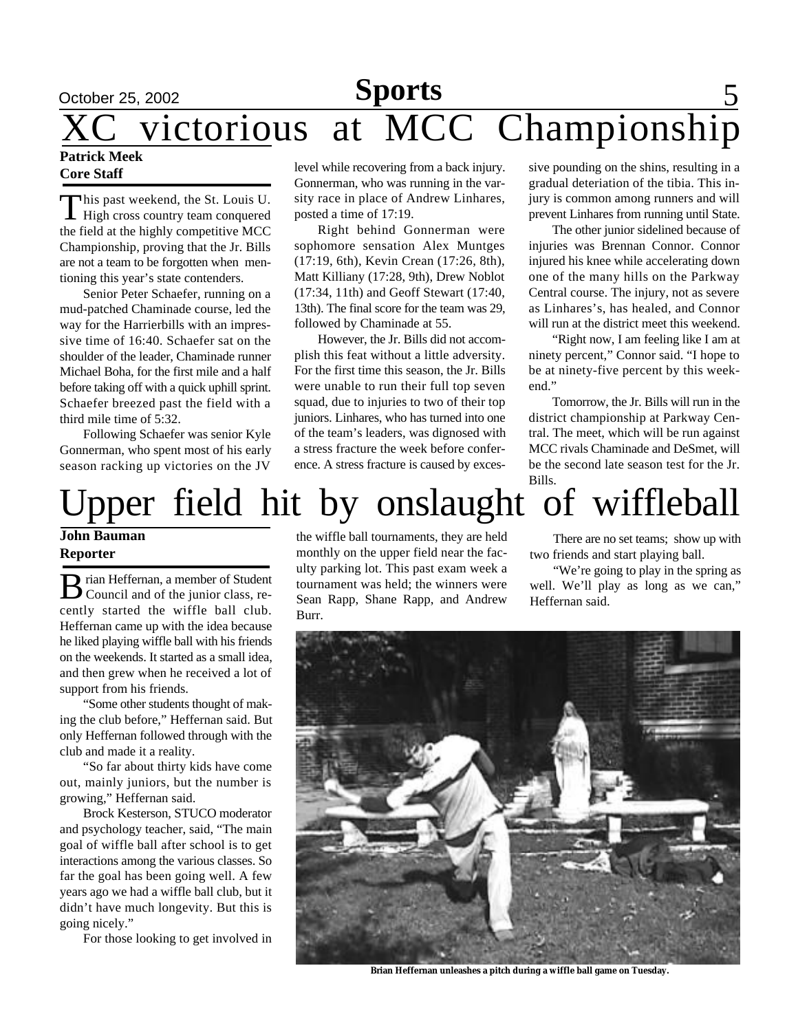# XC victorious at MCC Championship

**Patrick Meek**
**Core Staff**

This past weekend, the St. Louis U. High cross country team conquered the field at the highly competitive MCC Championship, proving that the Jr. Bills are not a team to be forgotten when mentioning this year's state contenders.

Senior Peter Schaefer, running on a mud-patched Chaminade course, led the way for the Harrierbills with an impressive time of 16:40. Schaefer sat on the shoulder of the leader, Chaminade runner Michael Boha, for the first mile and a half before taking off with a quick uphill sprint. Schaefer breezed past the field with a third mile time of 5:32.

Following Schaefer was senior Kyle Gonnerman, who spent most of his early season racking up victories on the JV level while recovering from a back injury. Gonnerman, who was running in the varsity race in place of Andrew Linhares, posted a time of 17:19.

Right behind Gonnerman were sophomore sensation Alex Muntges (17:19, 6th), Kevin Crean (17:26, 8th), Matt Killiany (17:28, 9th), Drew Noblot (17:34, 11th) and Geoff Stewart (17:40, 13th). The final score for the team was 29, followed by Chaminade at 55.

However, the Jr. Bills did not accomplish this feat without a little adversity. For the first time this season, the Jr. Bills were unable to run their full top seven squad, due to injuries to two of their top juniors. Linhares, who has turned into one of the team's leaders, was dignosed with a stress fracture the week before conference. A stress fracture is caused by excessive pounding on the shins, resulting in a gradual deteriation of the tibia. This injury is common among runners and will prevent Linhares from running until State.

The other junior sidelined because of injuries was Brennan Connor. Connor injured his knee while accelerating down one of the many hills on the Parkway Central course. The injury, not as severe as Linhares's, has healed, and Connor will run at the district meet this weekend.

"Right now, I am feeling like I am at ninety percent," Connor said. "I hope to be at ninety-five percent by this weekend."

Tomorrow, the Jr. Bills will run in the district championship at Parkway Central. The meet, which will be run against MCC rivals Chaminade and DeSmet, will be the second late season test for the Jr. Bills.

# Upper field hit by onslaught of wiffleball

**John Bauman**
**Reporter**

Brian Heffernan, a member of Student Council and of the junior class, recently started the wiffle ball club. Heffernan came up with the idea because he liked playing wiffle ball with his friends on the weekends. It started as a small idea, and then grew when he received a lot of support from his friends.

"Some other students thought of making the club before," Heffernan said. But only Heffernan followed through with the club and made it a reality.

"So far about thirty kids have come out, mainly juniors, but the number is growing," Heffernan said.

Brock Kesterson, STUCO moderator and psychology teacher, said, "The main goal of wiffle ball after school is to get interactions among the various classes. So far the goal has been going well. A few years ago we had a wiffle ball club, but it didn't have much longevity. But this is going nicely."

For those looking to get involved in the wiffle ball tournaments, they are held monthly on the upper field near the faculty parking lot. This past exam week a tournament was held; the winners were Sean Rapp, Shane Rapp, and Andrew Burr.

There are no set teams; show up with two friends and start playing ball.

"We're going to play in the spring as well. We'll play as long as we can," Heffernan said.

Brian Heffernan unleashes a pitch during a wiffle ball game on Tuesday.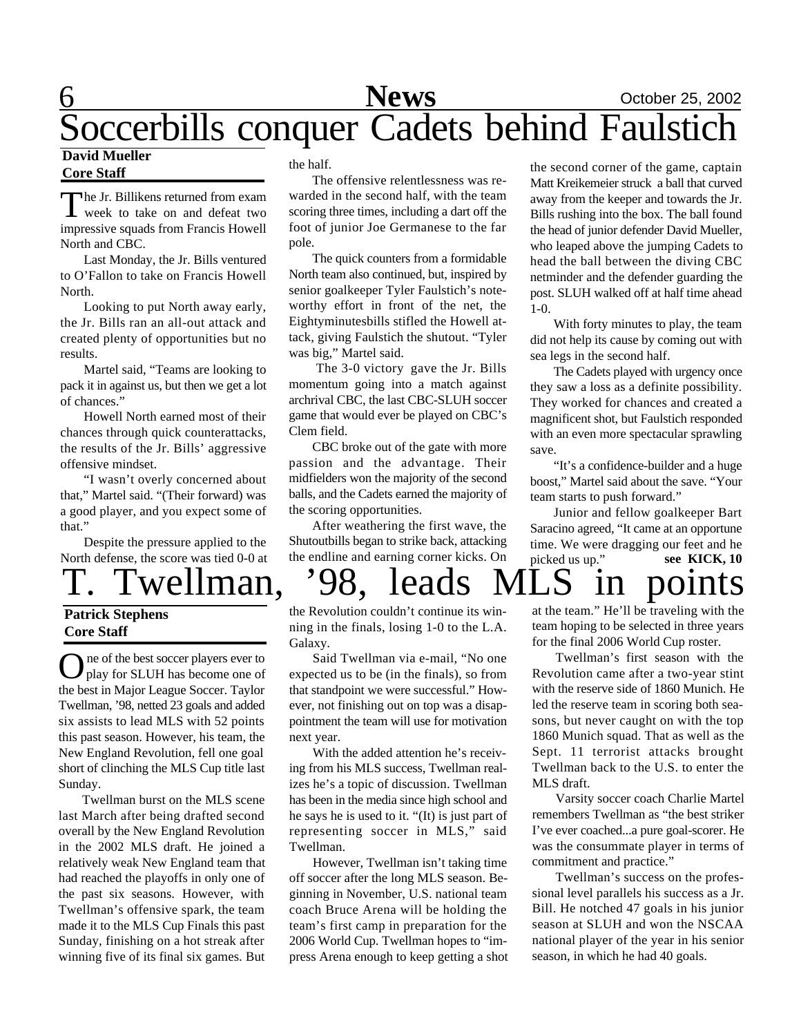# Soccerbills conquer Cadets behind Faulstich

**David Mueller**
**Core Staff**

The Jr. Billikens returned from exam week to take on and defeat two impressive squads from Francis Howell North and CBC.

Last Monday, the Jr. Bills ventured to O'Fallon to take on Francis Howell North.

Looking to put North away early, the Jr. Bills ran an all-out attack and created plenty of opportunities but no results.

Martel said, "Teams are looking to pack it in against us, but then we get a lot of chances."

Howell North earned most of their chances through quick counterattacks, the results of the Jr. Bills' aggressive offensive mindset.

"I wasn't overly concerned about that," Martel said. "(Their forward) was a good player, and you expect some of that."

Despite the pressure applied to the North defense, the score was tied 0-0 at the half.

The offensive relentlessness was rewarded in the second half, with the team scoring three times, including a dart off the foot of junior Joe Germanese to the far pole.

The quick counters from a formidable North team also continued, but, inspired by senior goalkeeper Tyler Faulstich's noteworthy effort in front of the net, the Eightyminutesbills stifled the Howell attack, giving Faulstich the shutout. "Tyler was big," Martel said.

The 3-0 victory gave the Jr. Bills momentum going into a match against archrival CBC, the last CBC-SLUH soccer game that would ever be played on CBC's Clem field.

CBC broke out of the gate with more passion and the advantage. Their midfielders won the majority of the second balls, and the Cadets earned the majority of the scoring opportunities.

After weathering the first wave, the Shutoutbills began to strike back, attacking the endline and earning corner kicks. On the second corner of the game, captain Matt Kreikemeier struck a ball that curved away from the keeper and towards the Jr. Bills rushing into the box. The ball found the head of junior defender David Mueller, who leaped above the jumping Cadets to head the ball between the diving CBC netminder and the defender guarding the post. SLUH walked off at half time ahead 1-0.

With forty minutes to play, the team did not help its cause by coming out with sea legs in the second half.

The Cadets played with urgency once they saw a loss as a definite possibility. They worked for chances and created a magnificent shot, but Faulstich responded with an even more spectacular sprawling save.

"It's a confidence-builder and a huge boost," Martel said about the save. "Your team starts to push forward."

Junior and fellow goalkeeper Bart Saracino agreed, "It came at an opportune time. We were dragging our feet and he picked us up." **see KICK, 10**

# T. Twellman, '98, leads MLS in points

**Patrick Stephens**
**Core Staff**

One of the best soccer players ever to play for SLUH has become one of the best in Major League Soccer. Taylor Twellman, '98, netted 23 goals and added six assists to lead MLS with 52 points this past season. However, his team, the New England Revolution, fell one goal short of clinching the MLS Cup title last Sunday.

Twellman burst on the MLS scene last March after being drafted second overall by the New England Revolution in the 2002 MLS draft. He joined a relatively weak New England team that had reached the playoffs in only one of the past six seasons. However, with Twellman's offensive spark, the team made it to the MLS Cup Finals this past Sunday, finishing on a hot streak after winning five of its final six games. But the Revolution couldn't continue its winning in the finals, losing 1-0 to the L.A. Galaxy.

Said Twellman via e-mail, "No one expected us to be (in the finals), so from that standpoint we were successful." However, not finishing out on top was a disappointment the team will use for motivation next year.

With the added attention he's receiving from his MLS success, Twellman realizes he's a topic of discussion. Twellman has been in the media since high school and he says he is used to it. "(It) is just part of representing soccer in MLS," said Twellman.

However, Twellman isn't taking time off soccer after the long MLS season. Beginning in November, U.S. national team coach Bruce Arena will be holding the team's first camp in preparation for the 2006 World Cup. Twellman hopes to "impress Arena enough to keep getting a shot at the team." He'll be traveling with the team hoping to be selected in three years for the final 2006 World Cup roster.

Twellman's first season with the Revolution came after a two-year stint with the reserve side of 1860 Munich. He led the reserve team in scoring both seasons, but never caught on with the top 1860 Munich squad. That as well as the Sept. 11 terrorist attacks brought Twellman back to the U.S. to enter the MLS draft.

Varsity soccer coach Charlie Martel remembers Twellman as "the best striker I've ever coached...a pure goal-scorer. He was the consummate player in terms of commitment and practice."

Twellman's success on the professional level parallels his success as a Jr. Bill. He notched 47 goals in his junior season at SLUH and won the NSCAA national player of the year in his senior season, in which he had 40 goals.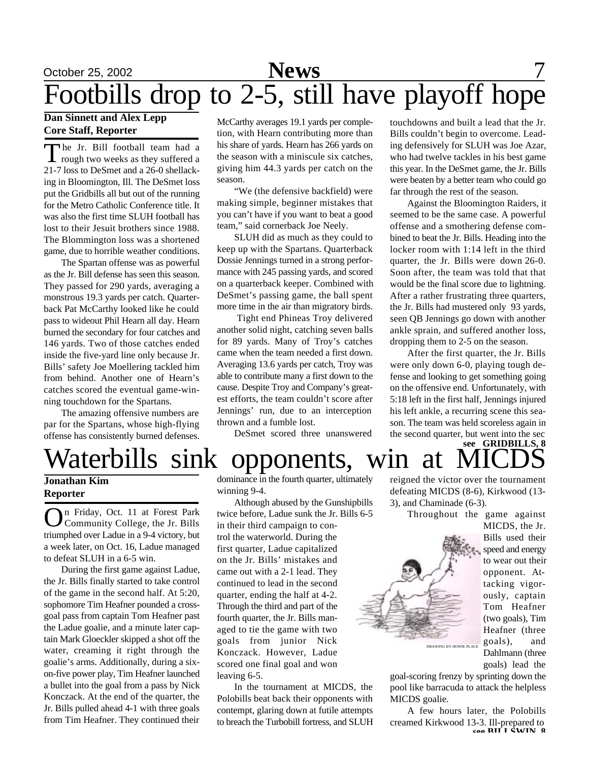# Footbills drop to 2-5, still have playoff hope

**Dan Sinnett and Alex Lepp**
**Core Staff, Reporter**

The Jr. Bill football team had a rough two weeks as they suffered a 21-7 loss to DeSmet and a 26-0 shellacking in Bloomington, Ill. The DeSmet loss put the Gridbills all but out of the running for the Metro Catholic Conference title. It was also the first time SLUH football has lost to their Jesuit brothers since 1988. The Blommington loss was a shortened game, due to horrible weather conditions.

The Spartan offense was as powerful as the Jr. Bill defense has seen this season. They passed for 290 yards, averaging a monstrous 19.3 yards per catch. Quarterback Pat McCarthy looked like he could pass to wideout Phil Hearn all day. Hearn burned the secondary for four catches and 146 yards. Two of those catches ended inside the five-yard line only because Jr. Bills' safety Joe Moellering tackled him from behind. Another one of Hearn's catches scored the eventual game-winning touchdown for the Spartans.

The amazing offensive numbers are par for the Spartans, whose high-flying offense has consistently burned defenses. McCarthy averages 19.1 yards per completion, with Hearn contributing more than his share of yards. Hearn has 266 yards on the season with a miniscule six catches, giving him 44.3 yards per catch on the season.

"We (the defensive backfield) were making simple, beginner mistakes that you can't have if you want to beat a good team," said cornerback Joe Neely.

SLUH did as much as they could to keep up with the Spartans. Quarterback Dossie Jennings turned in a strong performance with 245 passing yards, and scored on a quarterback keeper. Combined with DeSmet's passing game, the ball spent more time in the air than migratory birds.

Tight end Phineas Troy delivered another solid night, catching seven balls for 89 yards. Many of Troy's catches came when the team needed a first down. Averaging 13.6 yards per catch, Troy was able to contribute many a first down to the cause. Despite Troy and Company's greatest efforts, the team couldn't score after Jennings' run, due to an interception thrown and a fumble lost.

DeSmet scored three unanswered touchdowns and built a lead that the Jr. Bills couldn't begin to overcome. Leading defensively for SLUH was Joe Azar, who had twelve tackles in his best game this year. In the DeSmet game, the Jr. Bills were beaten by a better team who could go far through the rest of the season.

Against the Bloomington Raiders, it seemed to be the same case. A powerful offense and a smothering defense combined to beat the Jr. Bills. Heading into the locker room with 1:14 left in the third quarter, the Jr. Bills were down 26-0. Soon after, the team was told that that would be the final score due to lightning. After a rather frustrating three quarters, the Jr. Bills had mustered only 93 yards, seen QB Jennings go down with another ankle sprain, and suffered another loss, dropping them to 2-5 on the season.

After the first quarter, the Jr. Bills were only down 6-0, playing tough defense and looking to get something going on the offensive end. Unfortunately, with 5:18 left in the first half, Jennings injured his left ankle, a recurring scene this season. The team was held scoreless again in the second quarter, but went into the sec

**see GRIDBILLS, 8**

# Waterbills sink opponents, win at MICDS

**Jonathan Kim**
**Reporter**

On Friday, Oct. 11 at Forest Park Community College, the Jr. Bills triumphed over Ladue in a 9-4 victory, but a week later, on Oct. 16, Ladue managed to defeat SLUH in a 6-5 win.

During the first game against Ladue, the Jr. Bills finally started to take control of the game in the second half. At 5:20, sophomore Tim Heafner pounded a cross-goal pass from captain Tom Heafner past the Ladue goalie, and a minute later captain Mark Gloeckler skipped a shot off the water, creaming it right through the goalie's arms. Additionally, during a six-on-five power play, Tim Heafner launched a bullet into the goal from a pass by Nick Konczack. At the end of the quarter, the Jr. Bills pulled ahead 4-1 with three goals from Tim Heafner. They continued their dominance in the fourth quarter, ultimately winning 9-4.

Although abused by the Gunshipbills twice before, Ladue sunk the Jr. Bills 6-5 in their third campaign to control the waterworld. During the first quarter, Ladue capitalized on the Jr. Bills' mistakes and came out with a 2-1 lead. They continued to lead in the second quarter, ending the half at 4-2. Through the third and part of the fourth quarter, the Jr. Bills managed to tie the game with two goals from junior Nick Konczack. However, Ladue scored one final goal and won leaving 6-5.

In the tournament at MICDS, the Polobills beat back their opponents with contempt, glaring down at futile attempts to breach the Turbobill fortress, and SLUH reigned the victor over the tournament defeating MICDS (8-6), Kirkwood (13-3), and Chaminade (6-3).

DRAWING BY HOWIE PLACE

Throughout the game against MICDS, the Jr. Bills used their speed and energy to wear out their opponent. Attacking vigorously, captain Tom Heafner (two goals), Tim Heafner (three goals), and Dahlmann (three goals) lead the goal-scoring frenzy by sprinting down the pool like barracuda to attack the helpless MICDS goalie.

A few hours later, the Polobills creamed Kirkwood 13-3. Ill-prepared to

**see BILLSWIN, 8**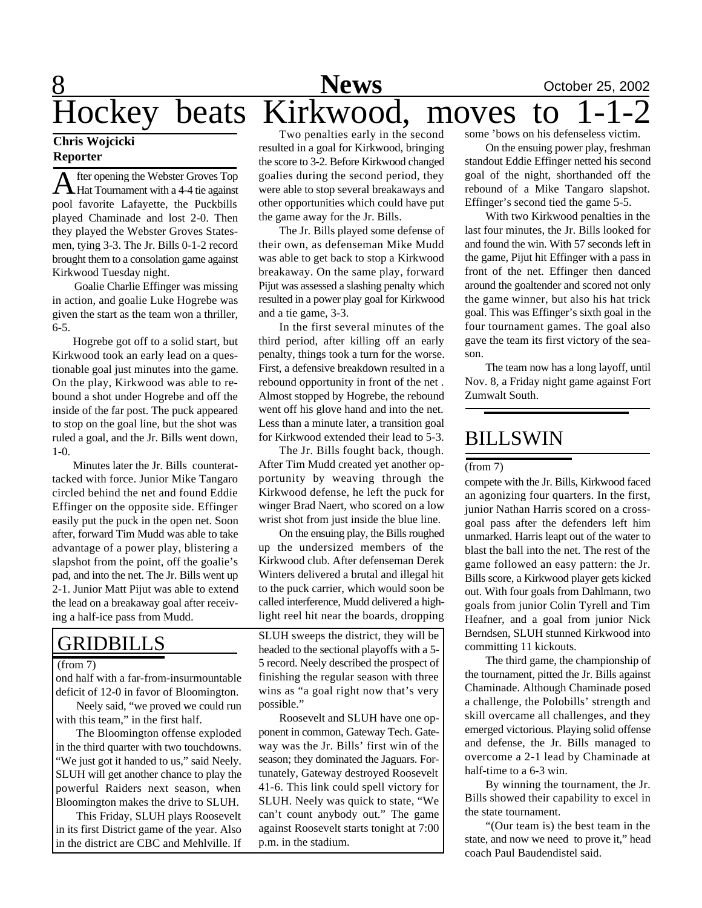# Hockey beats Kirkwood, moves to 1-1-2

**Chris Wojcicki**
**Reporter**

After opening the Webster Groves Top Hat Tournament with a 4-4 tie against pool favorite Lafayette, the Puckbills played Chaminade and lost 2-0. Then they played the Webster Groves Statesmen, tying 3-3. The Jr. Bills 0-1-2 record brought them to a consolation game against Kirkwood Tuesday night.

Goalie Charlie Effinger was missing in action, and goalie Luke Hogrebe was given the start as the team won a thriller, 6-5.

Hogrebe got off to a solid start, but Kirkwood took an early lead on a questionable goal just minutes into the game. On the play, Kirkwood was able to rebound a shot under Hogrebe and off the inside of the far post. The puck appeared to stop on the goal line, but the shot was ruled a goal, and the Jr. Bills went down, 1-0.

Minutes later the Jr. Bills counterattacked with force. Junior Mike Tangaro circled behind the net and found Eddie Effinger on the opposite side. Effinger easily put the puck in the open net. Soon after, forward Tim Mudd was able to take advantage of a power play, blistering a slapshot from the point, off the goalie's pad, and into the net. The Jr. Bills went up 2-1. Junior Matt Pijut was able to extend the lead on a breakaway goal after receiving a half-ice pass from Mudd.

Two penalties early in the second resulted in a goal for Kirkwood, bringing the score to 3-2. Before Kirkwood changed goalies during the second period, they were able to stop several breakaways and other opportunities which could have put the game away for the Jr. Bills.

The Jr. Bills played some defense of their own, as defenseman Mike Mudd was able to get back to stop a Kirkwood breakaway. On the same play, forward Pijut was assessed a slashing penalty which resulted in a power play goal for Kirkwood and a tie game, 3-3.

In the first several minutes of the third period, after killing off an early penalty, things took a turn for the worse. First, a defensive breakdown resulted in a rebound opportunity in front of the net . Almost stopped by Hogrebe, the rebound went off his glove hand and into the net. Less than a minute later, a transition goal for Kirkwood extended their lead to 5-3.

The Jr. Bills fought back, though. After Tim Mudd created yet another opportunity by weaving through the Kirkwood defense, he left the puck for winger Brad Naert, who scored on a low wrist shot from just inside the blue line.

On the ensuing play, the Bills roughed up the undersized members of the Kirkwood club. After defenseman Derek Winters delivered a brutal and illegal hit to the puck carrier, which would soon be called interference, Mudd delivered a highlight reel hit near the boards, dropping some 'bows on his defenseless victim.

On the ensuing power play, freshman standout Eddie Effinger netted his second goal of the night, shorthanded off the rebound of a Mike Tangaro slapshot. Effinger's second tied the game 5-5.

With two Kirkwood penalties in the last four minutes, the Jr. Bills looked for and found the win. With 57 seconds left in the game, Pijut hit Effinger with a pass in front of the net. Effinger then danced around the goaltender and scored not only the game winner, but also his hat trick goal. This was Effinger's sixth goal in the four tournament games. The goal also gave the team its first victory of the season.

The team now has a long layoff, until Nov. 8, a Friday night game against Fort Zumwalt South.

## GRIDBILLS

(from 7)

ond half with a far-from-insurmountable deficit of 12-0 in favor of Bloomington.

Neely said, "we proved we could run with this team," in the first half.

The Bloomington offense exploded in the third quarter with two touchdowns. "We just got it handed to us," said Neely. SLUH will get another chance to play the powerful Raiders next season, when Bloomington makes the drive to SLUH.

This Friday, SLUH plays Roosevelt in its first District game of the year. Also in the district are CBC and Mehlville. If SLUH sweeps the district, they will be headed to the sectional playoffs with a 5-5 record. Neely described the prospect of finishing the regular season with three wins as "a goal right now that's very possible."

Roosevelt and SLUH have one opponent in common, Gateway Tech. Gateway was the Jr. Bills' first win of the season; they dominated the Jaguars. Fortunately, Gateway destroyed Roosevelt 41-6. This link could spell victory for SLUH. Neely was quick to state, "We can't count anybody out." The game against Roosevelt starts tonight at 7:00 p.m. in the stadium.

## BILLSWIN

(from 7)

compete with the Jr. Bills, Kirkwood faced an agonizing four quarters. In the first, junior Nathan Harris scored on a cross-goal pass after the defenders left him unmarked. Harris leapt out of the water to blast the ball into the net. The rest of the game followed an easy pattern: the Jr. Bills score, a Kirkwood player gets kicked out. With four goals from Dahlmann, two goals from junior Colin Tyrell and Tim Heafner, and a goal from junior Nick Berndsen, SLUH stunned Kirkwood into committing 11 kickouts.

The third game, the championship of the tournament, pitted the Jr. Bills against Chaminade. Although Chaminade posed a challenge, the Polobills' strength and skill overcame all challenges, and they emerged victorious. Playing solid offense and defense, the Jr. Bills managed to overcome a 2-1 lead by Chaminade at half-time to a 6-3 win.

By winning the tournament, the Jr. Bills showed their capability to excel in the state tournament.

"(Our team is) the best team in the state, and now we need to prove it," head coach Paul Baudendistel said.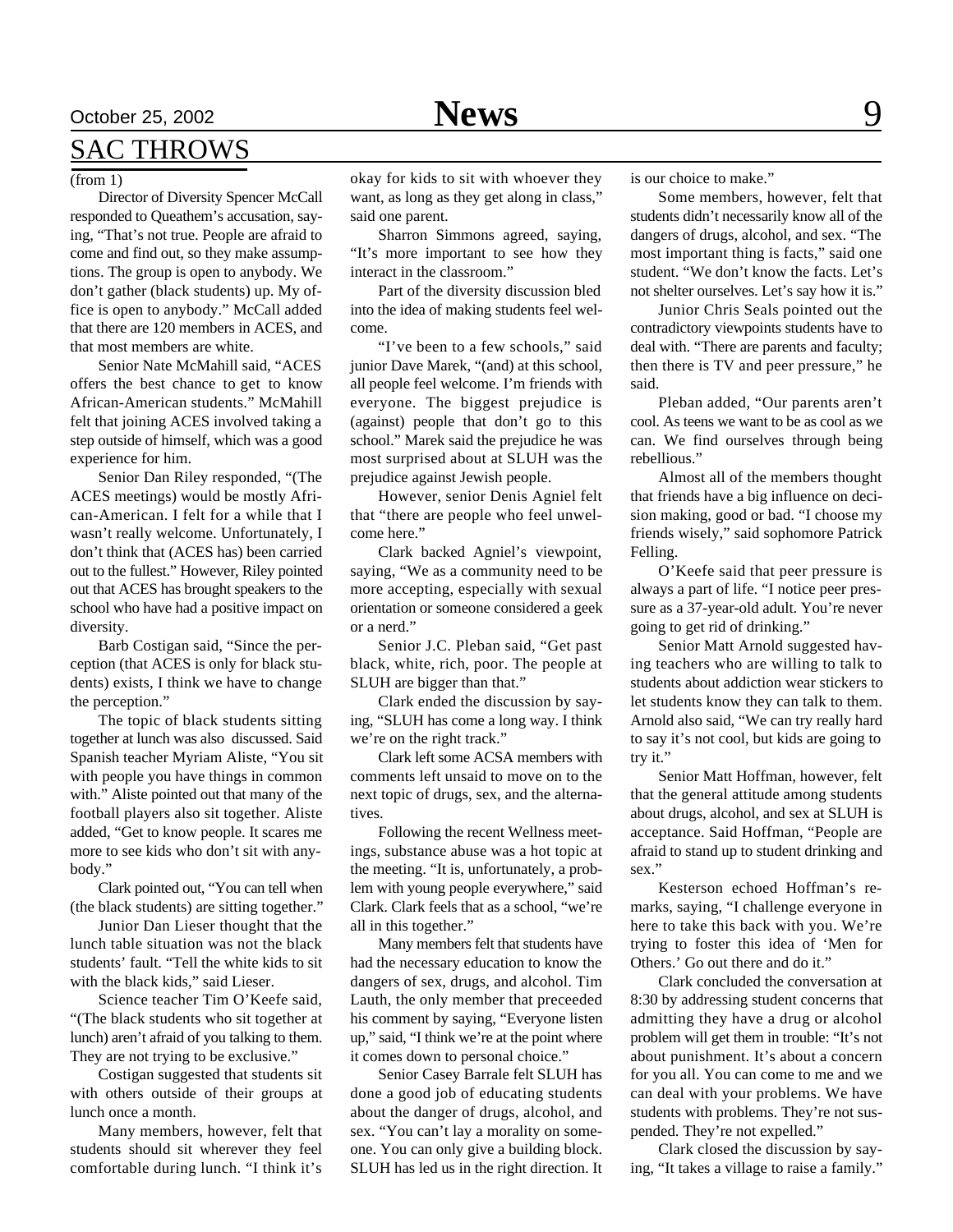## SAC THROWS

(from 1)

Director of Diversity Spencer McCall responded to Queathem's accusation, saying, "That's not true. People are afraid to come and find out, so they make assumptions. The group is open to anybody. We don't gather (black students) up. My office is open to anybody." McCall added that there are 120 members in ACES, and that most members are white.

Senior Nate McMahill said, "ACES offers the best chance to get to know African-American students." McMahill felt that joining ACES involved taking a step outside of himself, which was a good experience for him.

Senior Dan Riley responded, "(The ACES meetings) would be mostly African-American. I felt for a while that I wasn't really welcome. Unfortunately, I don't think that (ACES has) been carried out to the fullest." However, Riley pointed out that ACES has brought speakers to the school who have had a positive impact on diversity.

Barb Costigan said, "Since the perception (that ACES is only for black students) exists, I think we have to change the perception."

The topic of black students sitting together at lunch was also discussed. Said Spanish teacher Myriam Aliste, "You sit with people you have things in common with." Aliste pointed out that many of the football players also sit together. Aliste added, "Get to know people. It scares me more to see kids who don't sit with anybody."

Clark pointed out, "You can tell when (the black students) are sitting together."

Junior Dan Lieser thought that the lunch table situation was not the black students' fault. "Tell the white kids to sit with the black kids," said Lieser.

Science teacher Tim O'Keefe said, "(The black students who sit together at lunch) aren't afraid of you talking to them. They are not trying to be exclusive."

Costigan suggested that students sit with others outside of their groups at lunch once a month.

Many members, however, felt that students should sit wherever they feel comfortable during lunch. "I think it's okay for kids to sit with whoever they want, as long as they get along in class," said one parent.

Sharron Simmons agreed, saying, "It's more important to see how they interact in the classroom."

Part of the diversity discussion bled into the idea of making students feel welcome.

"I've been to a few schools," said junior Dave Marek, "(and) at this school, all people feel welcome. I'm friends with everyone. The biggest prejudice is (against) people that don't go to this school." Marek said the prejudice he was most surprised about at SLUH was the prejudice against Jewish people.

However, senior Denis Agniel felt that "there are people who feel unwelcome here."

Clark backed Agniel's viewpoint, saying, "We as a community need to be more accepting, especially with sexual orientation or someone considered a geek or a nerd."

Senior J.C. Pleban said, "Get past black, white, rich, poor. The people at SLUH are bigger than that."

Clark ended the discussion by saying, "SLUH has come a long way. I think we're on the right track."

Clark left some ACSA members with comments left unsaid to move on to the next topic of drugs, sex, and the alternatives.

Following the recent Wellness meetings, substance abuse was a hot topic at the meeting. "It is, unfortunately, a problem with young people everywhere," said Clark. Clark feels that as a school, "we're all in this together."

Many members felt that students have had the necessary education to know the dangers of sex, drugs, and alcohol. Tim Lauth, the only member that preceeded his comment by saying, "Everyone listen up," said, "I think we're at the point where it comes down to personal choice."

Senior Casey Barrale felt SLUH has done a good job of educating students about the danger of drugs, alcohol, and sex. "You can't lay a morality on someone. You can only give a building block. SLUH has led us in the right direction. It is our choice to make."

Some members, however, felt that students didn't necessarily know all of the dangers of drugs, alcohol, and sex. "The most important thing is facts," said one student. "We don't know the facts. Let's not shelter ourselves. Let's say how it is."

Junior Chris Seals pointed out the contradictory viewpoints students have to deal with. "There are parents and faculty; then there is TV and peer pressure," he said.

Pleban added, "Our parents aren't cool. As teens we want to be as cool as we can. We find ourselves through being rebellious."

Almost all of the members thought that friends have a big influence on decision making, good or bad. "I choose my friends wisely," said sophomore Patrick Felling.

O'Keefe said that peer pressure is always a part of life. "I notice peer pressure as a 37-year-old adult. You're never going to get rid of drinking."

Senior Matt Arnold suggested having teachers who are willing to talk to students about addiction wear stickers to let students know they can talk to them. Arnold also said, "We can try really hard to say it's not cool, but kids are going to try it."

Senior Matt Hoffman, however, felt that the general attitude among students about drugs, alcohol, and sex at SLUH is acceptance. Said Hoffman, "People are afraid to stand up to student drinking and sex."

Kesterson echoed Hoffman's remarks, saying, "I challenge everyone in here to take this back with you. We're trying to foster this idea of 'Men for Others.' Go out there and do it."

Clark concluded the conversation at 8:30 by addressing student concerns that admitting they have a drug or alcohol problem will get them in trouble: "It's not about punishment. It's about a concern for you all. You can come to me and we can deal with your problems. We have students with problems. They're not suspended. They're not expelled."

Clark closed the discussion by saying, "It takes a village to raise a family."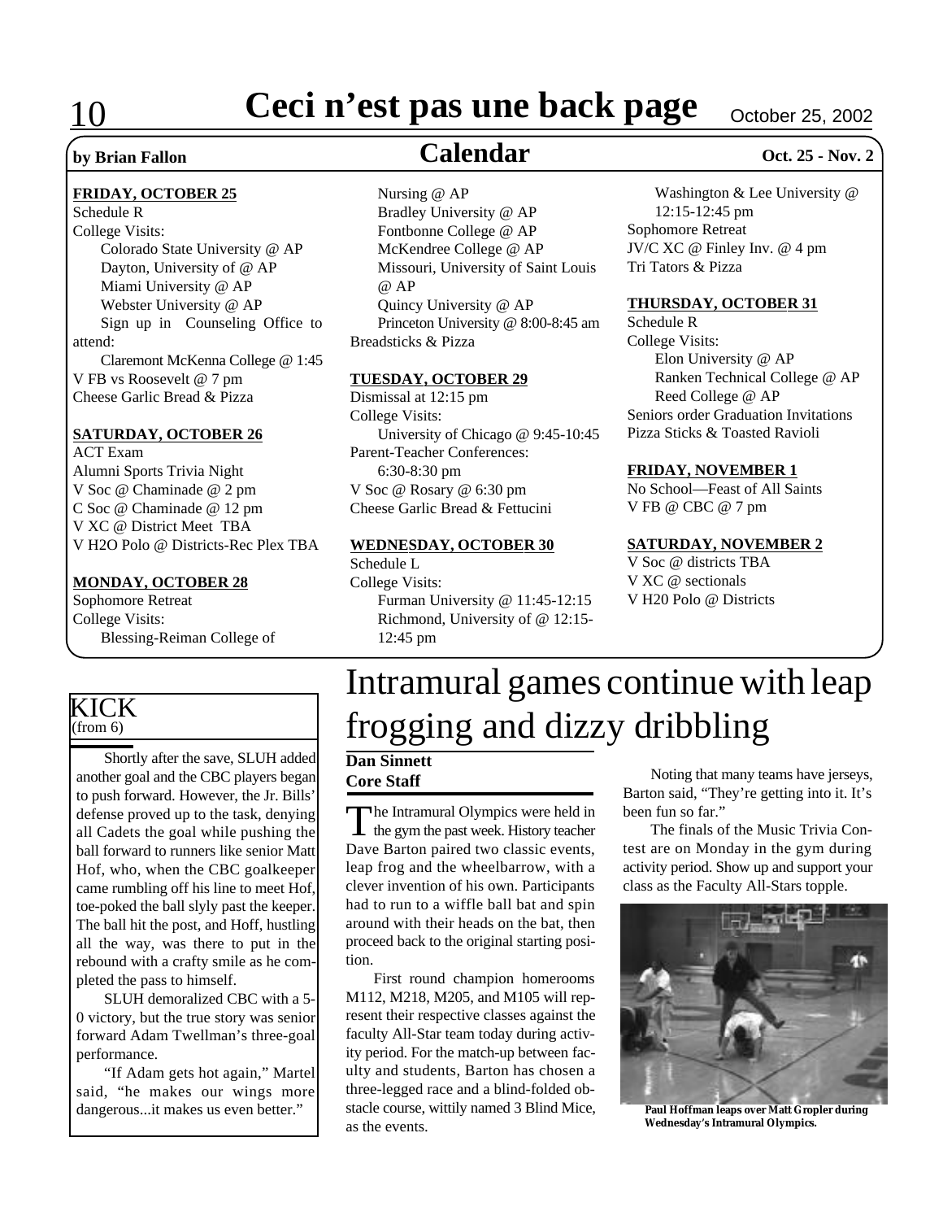# Ceci n'est pas une back page

October 25, 2002

## Calendar

**by Brian Fallon** — **Oct. 25 - Nov. 2**

**FRIDAY, OCTOBER 25**

Schedule R
College Visits:
Colorado State University @ AP
Dayton, University of @ AP
Miami University @ AP
Webster University @ AP
Sign up in Counseling Office to attend:
Claremont McKenna College @ 1:45
V FB vs Roosevelt @ 7 pm
Cheese Garlic Bread & Pizza

**SATURDAY, OCTOBER 26**

ACT Exam
Alumni Sports Trivia Night
V Soc @ Chaminade @ 2 pm
C Soc @ Chaminade @ 12 pm
V XC @ District Meet TBA
V H2O Polo @ Districts-Rec Plex TBA

**MONDAY, OCTOBER 28**

Sophomore Retreat
College Visits:
Blessing-Reiman College of Nursing @ AP
Bradley University @ AP
Fontbonne College @ AP
McKendree College @ AP
Missouri, University of Saint Louis @ AP
Quincy University @ AP
Princeton University @ 8:00-8:45 am
Breadsticks & Pizza

**TUESDAY, OCTOBER 29**

Dismissal at 12:15 pm
College Visits:
University of Chicago @ 9:45-10:45
Parent-Teacher Conferences:
6:30-8:30 pm
V Soc @ Rosary @ 6:30 pm
Cheese Garlic Bread & Fettucini

**WEDNESDAY, OCTOBER 30**

Schedule L
College Visits:
Furman University @ 11:45-12:15
Richmond, University of @ 12:15-12:45 pm
Washington & Lee University @ 12:15-12:45 pm
Sophomore Retreat
JV/C XC @ Finley Inv. @ 4 pm
Tri Tators & Pizza

**THURSDAY, OCTOBER 31**

Schedule R
College Visits:
Elon University @ AP
Ranken Technical College @ AP
Reed College @ AP
Seniors order Graduation Invitations
Pizza Sticks & Toasted Ravioli

**FRIDAY, NOVEMBER 1**

No School—Feast of All Saints
V FB @ CBC @ 7 pm

**SATURDAY, NOVEMBER 2**

V Soc @ districts TBA
V XC @ sectionals
V H20 Polo @ Districts

## KICK
(from 6)

Shortly after the save, SLUH added another goal and the CBC players began to push forward. However, the Jr. Bills' defense proved up to the task, denying all Cadets the goal while pushing the ball forward to runners like senior Matt Hof, who, when the CBC goalkeeper came rumbling off his line to meet Hof, toe-poked the ball slyly past the keeper. The ball hit the post, and Hoff, hustling all the way, was there to put in the rebound with a crafty smile as he completed the pass to himself.

SLUH demoralized CBC with a 5-0 victory, but the true story was senior forward Adam Twellman's three-goal performance.

"If Adam gets hot again," Martel said, "he makes our wings more dangerous...it makes us even better."

## Intramural games continue with leap frogging and dizzy dribbling

**Dan Sinnett**
**Core Staff**

The Intramural Olympics were held in the gym the past week. History teacher Dave Barton paired two classic events, leap frog and the wheelbarrow, with a clever invention of his own. Participants had to run to a wiffle ball bat and spin around with their heads on the bat, then proceed back to the original starting position.

First round champion homerooms M112, M218, M205, and M105 will represent their respective classes against the faculty All-Star team today during activity period. For the match-up between faculty and students, Barton has chosen a three-legged race and a blind-folded obstacle course, wittily named 3 Blind Mice, as the events.

Noting that many teams have jerseys, Barton said, "They're getting into it. It's been fun so far."

The finals of the Music Trivia Contest are on Monday in the gym during activity period. Show up and support your class as the Faculty All-Stars topple.

**Paul Hoffman leaps over Matt Gropler during Wednesday's Intramural Olympics.**